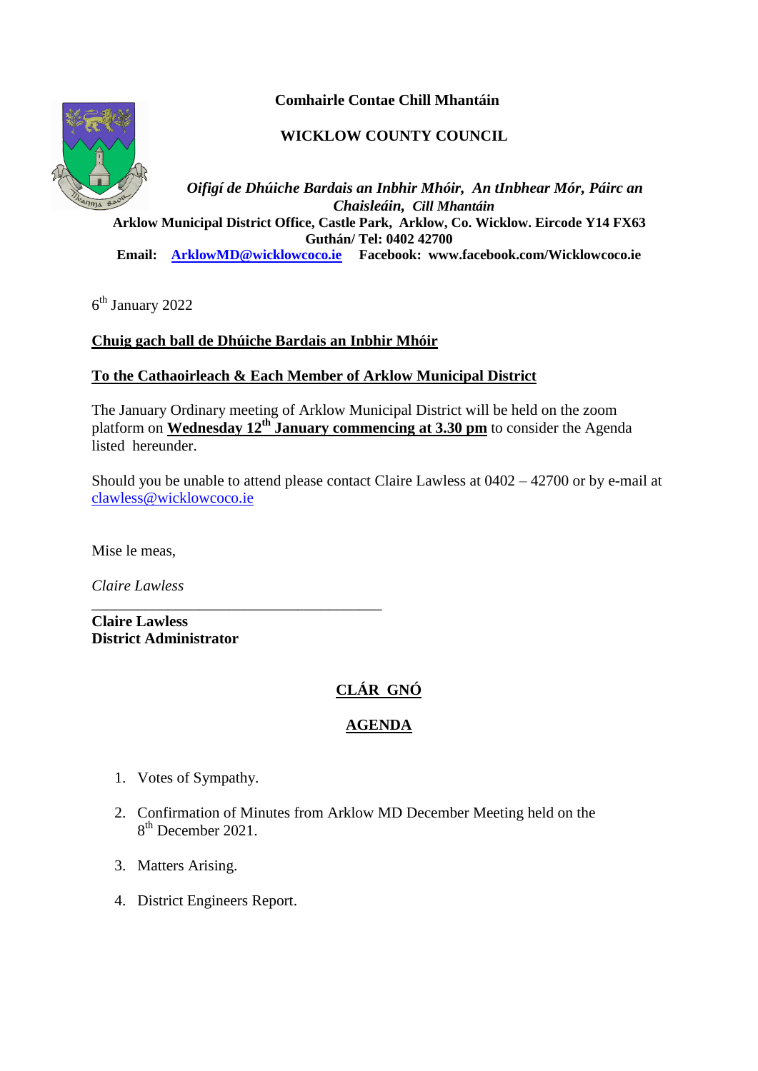**Comhairle Contae Chill Mhantáin**

**WICKLOW COUNTY COUNCIL**

***Oifigí de Dhúiche Bardais an Inbhir Mhóir, An tInbhear Mór, Páirc an Chaisleáin, Cill Mhantáin***
**Arklow Municipal District Office, Castle Park, Arklow, Co. Wicklow. Eircode Y14 FX63**
**Guthán/ Tel: 0402 42700**
**Email: ArklowMD@wicklowcoco.ie Facebook: www.facebook.com/Wicklowcoco.ie**

6th January 2022

**<u>Chuig gach ball de Dhúiche Bardais an Inbhir Mhóir</u>**

**<u>To the Cathaoirleach & Each Member of Arklow Municipal District</u>**

The January Ordinary meeting of Arklow Municipal District will be held on the zoom platform on **<u>Wednesday 12th January commencing at 3.30 pm</u>** to consider the Agenda listed hereunder.

Should you be unable to attend please contact Claire Lawless at 0402 – 42700 or by e-mail at clawless@wicklowcoco.ie

Mise le meas,

*Claire Lawless*

\_\_\_\_\_\_\_\_\_\_\_\_\_\_\_\_\_\_\_\_\_\_\_\_\_\_\_\_\_\_\_\_\_\_\_\_\_\_
**Claire Lawless**
**District Administrator**

## <u>CLÁR GNÓ</u>

## <u>AGENDA</u>

1. Votes of Sympathy.
2. Confirmation of Minutes from Arklow MD December Meeting held on the 8th December 2021.
3. Matters Arising.
4. District Engineers Report.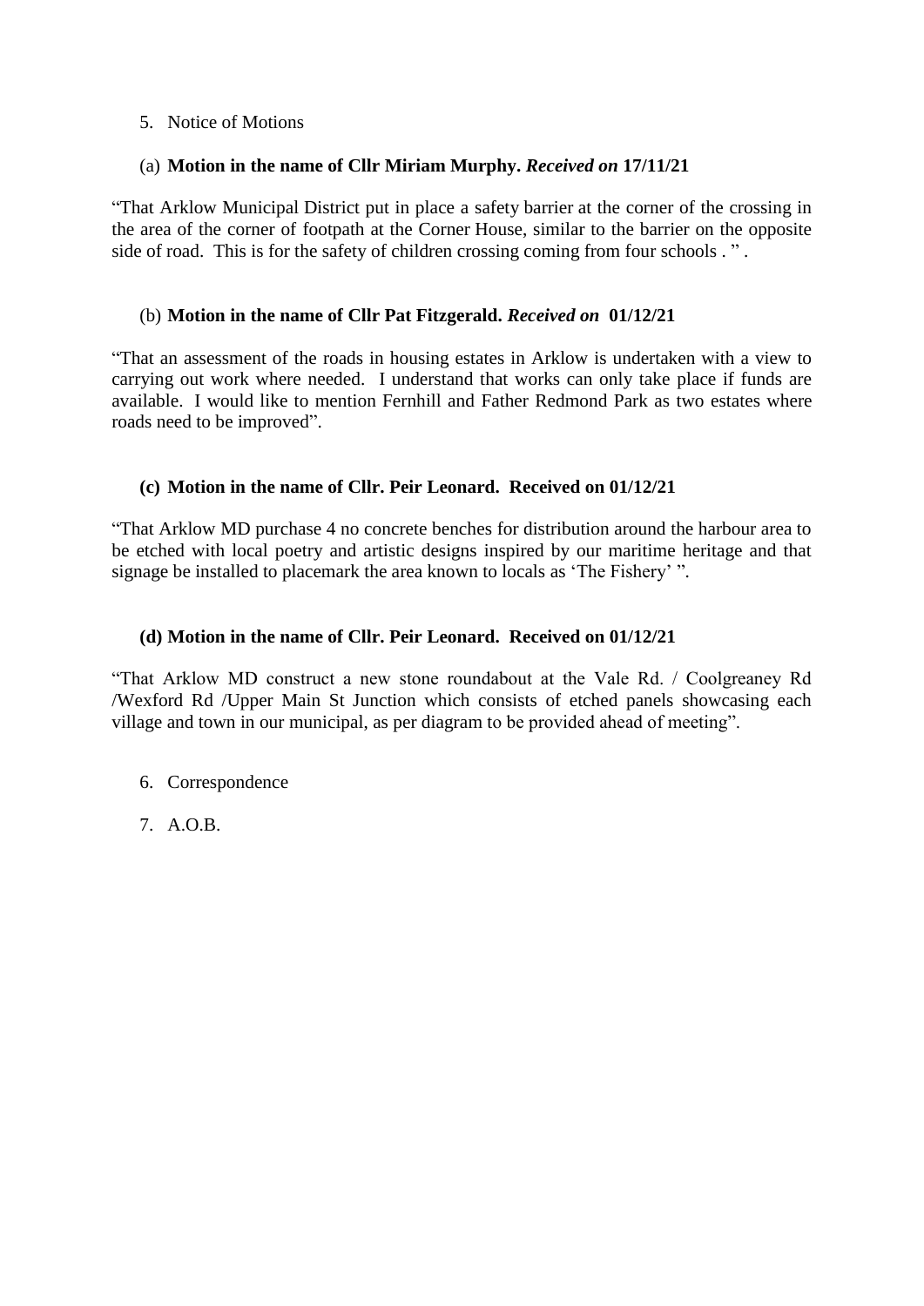5. Notice of Motions

(a) **Motion in the name of Cllr Miriam Murphy.** ***Received on*** **17/11/21**

"That Arklow Municipal District put in place a safety barrier at the corner of the crossing in the area of the corner of footpath at the Corner House, similar to the barrier on the opposite side of road. This is for the safety of children crossing coming from four schools . " .

(b) **Motion in the name of Cllr Pat Fitzgerald.** ***Received on*** **01/12/21**

"That an assessment of the roads in housing estates in Arklow is undertaken with a view to carrying out work where needed. I understand that works can only take place if funds are available. I would like to mention Fernhill and Father Redmond Park as two estates where roads need to be improved".

**(c) Motion in the name of Cllr. Peir Leonard. Received on 01/12/21**

"That Arklow MD purchase 4 no concrete benches for distribution around the harbour area to be etched with local poetry and artistic designs inspired by our maritime heritage and that signage be installed to placemark the area known to locals as 'The Fishery' ".

**(d) Motion in the name of Cllr. Peir Leonard. Received on 01/12/21**

"That Arklow MD construct a new stone roundabout at the Vale Rd. / Coolgreaney Rd /Wexford Rd /Upper Main St Junction which consists of etched panels showcasing each village and town in our municipal, as per diagram to be provided ahead of meeting".

6. Correspondence

7. A.O.B.